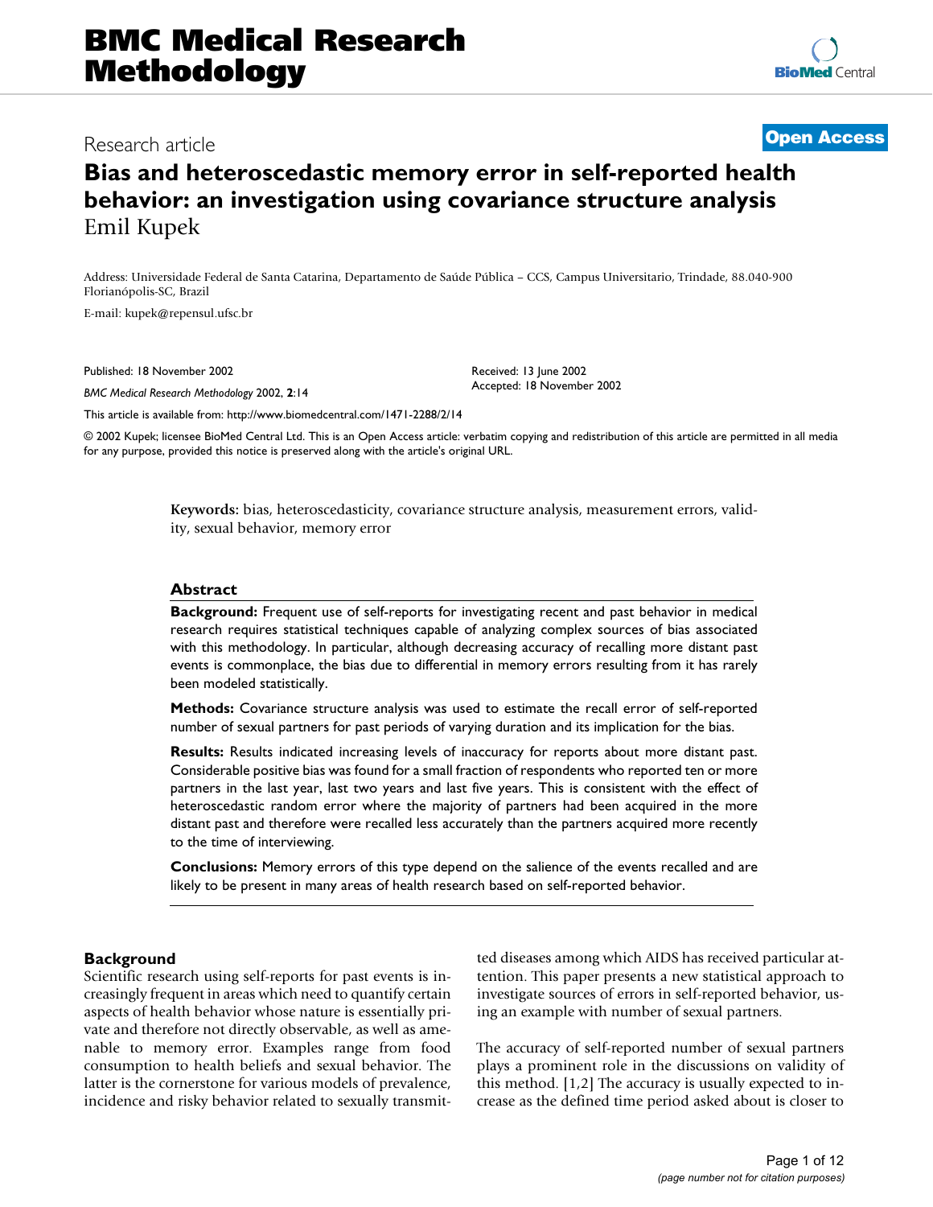# BMC Medical Research Methodology

Research article **Open Access**

# Bias and heteroscedastic memory error in self-reported health behavior: an investigation using covariance structure analysis

Emil Kupek

Address: Universidade Federal de Santa Catarina, Departamento de Saúde Pública – CCS, Campus Universitario, Trindade, 88.040-900 Florianópolis-SC, Brazil

E-mail: kupek@repensul.ufsc.br

Published: 18 November 2002

*BMC Medical Research Methodology* 2002, **2**:14

Received: 13 June 2002
Accepted: 18 November 2002

This article is available from: http://www.biomedcentral.com/1471-2288/2/14

© 2002 Kupek; licensee BioMed Central Ltd. This is an Open Access article: verbatim copying and redistribution of this article are permitted in all media for any purpose, provided this notice is preserved along with the article's original URL.

**Keywords:** bias, heteroscedasticity, covariance structure analysis, measurement errors, validity, sexual behavior, memory error

## Abstract

**Background:** Frequent use of self-reports for investigating recent and past behavior in medical research requires statistical techniques capable of analyzing complex sources of bias associated with this methodology. In particular, although decreasing accuracy of recalling more distant past events is commonplace, the bias due to differential in memory errors resulting from it has rarely been modeled statistically.

**Methods:** Covariance structure analysis was used to estimate the recall error of self-reported number of sexual partners for past periods of varying duration and its implication for the bias.

**Results:** Results indicated increasing levels of inaccuracy for reports about more distant past. Considerable positive bias was found for a small fraction of respondents who reported ten or more partners in the last year, last two years and last five years. This is consistent with the effect of heteroscedastic random error where the majority of partners had been acquired in the more distant past and therefore were recalled less accurately than the partners acquired more recently to the time of interviewing.

**Conclusions:** Memory errors of this type depend on the salience of the events recalled and are likely to be present in many areas of health research based on self-reported behavior.

## Background

Scientific research using self-reports for past events is increasingly frequent in areas which need to quantify certain aspects of health behavior whose nature is essentially private and therefore not directly observable, as well as amenable to memory error. Examples range from food consumption to health beliefs and sexual behavior. The latter is the cornerstone for various models of prevalence, incidence and risky behavior related to sexually transmitted diseases among which AIDS has received particular attention. This paper presents a new statistical approach to investigate sources of errors in self-reported behavior, using an example with number of sexual partners.

The accuracy of self-reported number of sexual partners plays a prominent role in the discussions on validity of this method. [1,2] The accuracy is usually expected to increase as the defined time period asked about is closer to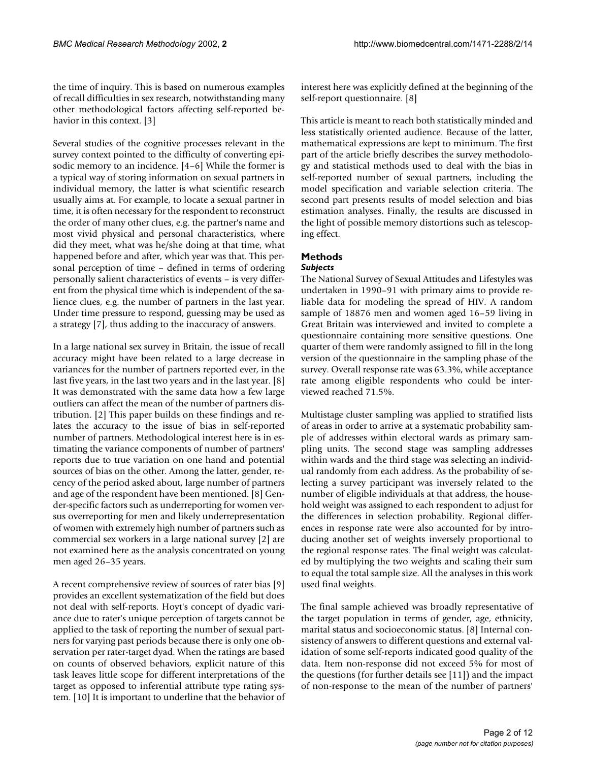the time of inquiry. This is based on numerous examples of recall difficulties in sex research, notwithstanding many other methodological factors affecting self-reported behavior in this context. [3]

Several studies of the cognitive processes relevant in the survey context pointed to the difficulty of converting episodic memory to an incidence. [4–6] While the former is a typical way of storing information on sexual partners in individual memory, the latter is what scientific research usually aims at. For example, to locate a sexual partner in time, it is often necessary for the respondent to reconstruct the order of many other clues, e.g. the partner's name and most vivid physical and personal characteristics, where did they meet, what was he/she doing at that time, what happened before and after, which year was that. This personal perception of time – defined in terms of ordering personally salient characteristics of events – is very different from the physical time which is independent of the salience clues, e.g. the number of partners in the last year. Under time pressure to respond, guessing may be used as a strategy [7], thus adding to the inaccuracy of answers.

In a large national sex survey in Britain, the issue of recall accuracy might have been related to a large decrease in variances for the number of partners reported ever, in the last five years, in the last two years and in the last year. [8] It was demonstrated with the same data how a few large outliers can affect the mean of the number of partners distribution. [2] This paper builds on these findings and relates the accuracy to the issue of bias in self-reported number of partners. Methodological interest here is in estimating the variance components of number of partners' reports due to true variation on one hand and potential sources of bias on the other. Among the latter, gender, recency of the period asked about, large number of partners and age of the respondent have been mentioned. [8] Gender-specific factors such as underreporting for women versus overreporting for men and likely underrepresentation of women with extremely high number of partners such as commercial sex workers in a large national survey [2] are not examined here as the analysis concentrated on young men aged 26–35 years.

A recent comprehensive review of sources of rater bias [9] provides an excellent systematization of the field but does not deal with self-reports. Hoyt's concept of dyadic variance due to rater's unique perception of targets cannot be applied to the task of reporting the number of sexual partners for varying past periods because there is only one observation per rater-target dyad. When the ratings are based on counts of observed behaviors, explicit nature of this task leaves little scope for different interpretations of the target as opposed to inferential attribute type rating system. [10] It is important to underline that the behavior of interest here was explicitly defined at the beginning of the self-report questionnaire. [8]

This article is meant to reach both statistically minded and less statistically oriented audience. Because of the latter, mathematical expressions are kept to minimum. The first part of the article briefly describes the survey methodology and statistical methods used to deal with the bias in self-reported number of sexual partners, including the model specification and variable selection criteria. The second part presents results of model selection and bias estimation analyses. Finally, the results are discussed in the light of possible memory distortions such as telescoping effect.

## Methods

### *Subjects*

The National Survey of Sexual Attitudes and Lifestyles was undertaken in 1990–91 with primary aims to provide reliable data for modeling the spread of HIV. A random sample of 18876 men and women aged 16–59 living in Great Britain was interviewed and invited to complete a questionnaire containing more sensitive questions. One quarter of them were randomly assigned to fill in the long version of the questionnaire in the sampling phase of the survey. Overall response rate was 63.3%, while acceptance rate among eligible respondents who could be interviewed reached 71.5%.

Multistage cluster sampling was applied to stratified lists of areas in order to arrive at a systematic probability sample of addresses within electoral wards as primary sampling units. The second stage was sampling addresses within wards and the third stage was selecting an individual randomly from each address. As the probability of selecting a survey participant was inversely related to the number of eligible individuals at that address, the household weight was assigned to each respondent to adjust for the differences in selection probability. Regional differences in response rate were also accounted for by introducing another set of weights inversely proportional to the regional response rates. The final weight was calculated by multiplying the two weights and scaling their sum to equal the total sample size. All the analyses in this work used final weights.

The final sample achieved was broadly representative of the target population in terms of gender, age, ethnicity, marital status and socioeconomic status. [8] Internal consistency of answers to different questions and external validation of some self-reports indicated good quality of the data. Item non-response did not exceed 5% for most of the questions (for further details see [11]) and the impact of non-response to the mean of the number of partners'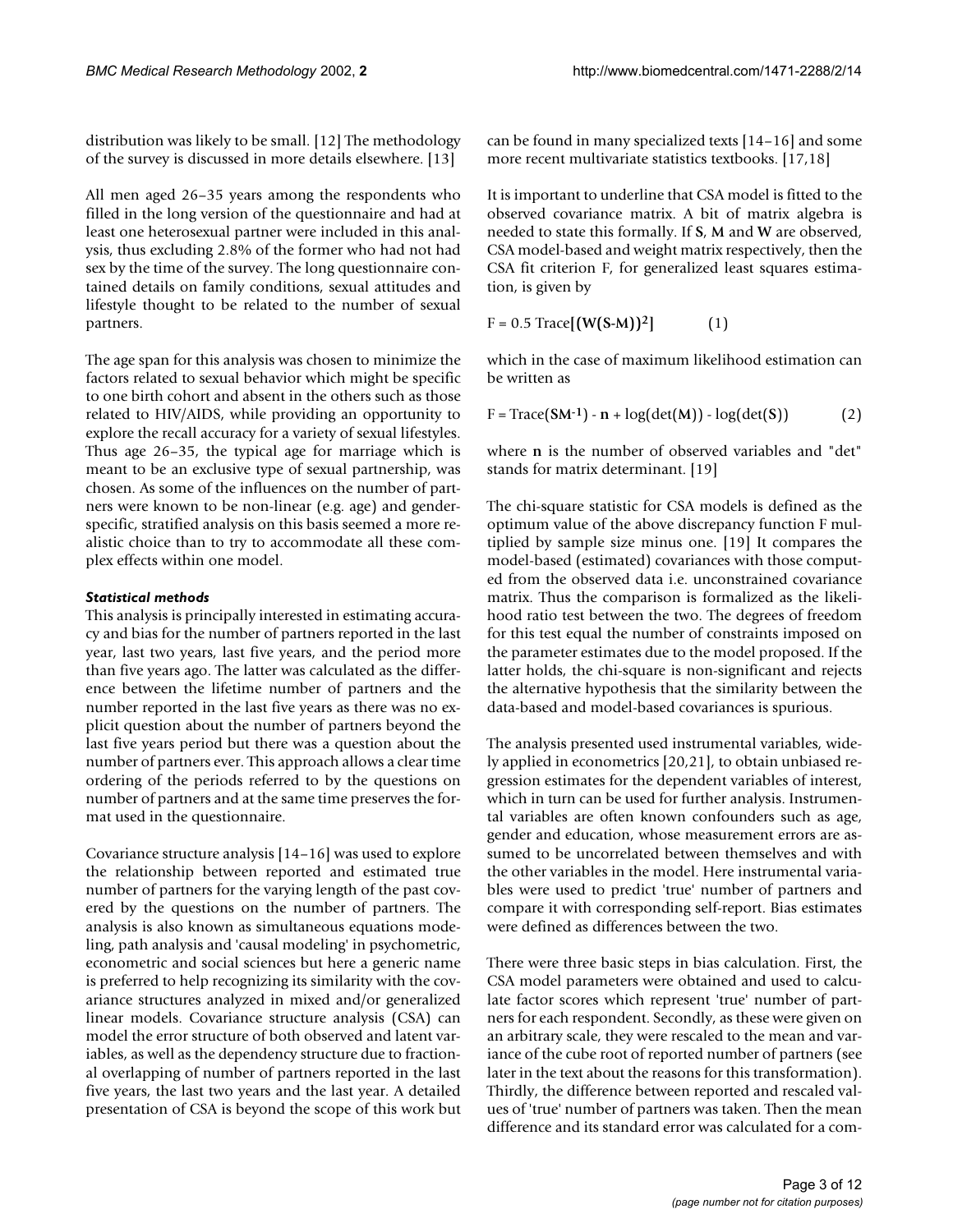distribution was likely to be small. [12] The methodology of the survey is discussed in more details elsewhere. [13]

All men aged 26–35 years among the respondents who filled in the long version of the questionnaire and had at least one heterosexual partner were included in this analysis, thus excluding 2.8% of the former who had not had sex by the time of the survey. The long questionnaire contained details on family conditions, sexual attitudes and lifestyle thought to be related to the number of sexual partners.

The age span for this analysis was chosen to minimize the factors related to sexual behavior which might be specific to one birth cohort and absent in the others such as those related to HIV/AIDS, while providing an opportunity to explore the recall accuracy for a variety of sexual lifestyles. Thus age 26–35, the typical age for marriage which is meant to be an exclusive type of sexual partnership, was chosen. As some of the influences on the number of partners were known to be non-linear (e.g. age) and gender-specific, stratified analysis on this basis seemed a more realistic choice than to try to accommodate all these complex effects within one model.

### *Statistical methods*

This analysis is principally interested in estimating accuracy and bias for the number of partners reported in the last year, last two years, last five years, and the period more than five years ago. The latter was calculated as the difference between the lifetime number of partners and the number reported in the last five years as there was no explicit question about the number of partners beyond the last five years period but there was a question about the number of partners ever. This approach allows a clear time ordering of the periods referred to by the questions on number of partners and at the same time preserves the format used in the questionnaire.

Covariance structure analysis [14–16] was used to explore the relationship between reported and estimated true number of partners for the varying length of the past covered by the questions on the number of partners. The analysis is also known as simultaneous equations modeling, path analysis and 'causal modeling' in psychometric, econometric and social sciences but here a generic name is preferred to help recognizing its similarity with the covariance structures analyzed in mixed and/or generalized linear models. Covariance structure analysis (CSA) can model the error structure of both observed and latent variables, as well as the dependency structure due to fractional overlapping of number of partners reported in the last five years, the last two years and the last year. A detailed presentation of CSA is beyond the scope of this work but can be found in many specialized texts [14–16] and some more recent multivariate statistics textbooks. [17,18]

It is important to underline that CSA model is fitted to the observed covariance matrix. A bit of matrix algebra is needed to state this formally. If $\mathbf{S}$, $\mathbf{M}$ and $\mathbf{W}$ are observed, CSA model-based and weight matrix respectively, then the CSA fit criterion F, for generalized least squares estimation, is given by

$$F = 0.5 \, \mathrm{Trace}[(\mathbf{W}(\mathbf{S}-\mathbf{M}))^2] \qquad (1)$$

which in the case of maximum likelihood estimation can be written as

$$F = \mathrm{Trace}(\mathbf{S}\mathbf{M}^{-1}) - \mathbf{n} + \log(\det(\mathbf{M})) - \log(\det(\mathbf{S})) \qquad (2)$$

where $\mathbf{n}$ is the number of observed variables and "det" stands for matrix determinant. [19]

The chi-square statistic for CSA models is defined as the optimum value of the above discrepancy function F multiplied by sample size minus one. [19] It compares the model-based (estimated) covariances with those computed from the observed data i.e. unconstrained covariance matrix. Thus the comparison is formalized as the likelihood ratio test between the two. The degrees of freedom for this test equal the number of constraints imposed on the parameter estimates due to the model proposed. If the latter holds, the chi-square is non-significant and rejects the alternative hypothesis that the similarity between the data-based and model-based covariances is spurious.

The analysis presented used instrumental variables, widely applied in econometrics [20,21], to obtain unbiased regression estimates for the dependent variables of interest, which in turn can be used for further analysis. Instrumental variables are often known confounders such as age, gender and education, whose measurement errors are assumed to be uncorrelated between themselves and with the other variables in the model. Here instrumental variables were used to predict 'true' number of partners and compare it with corresponding self-report. Bias estimates were defined as differences between the two.

There were three basic steps in bias calculation. First, the CSA model parameters were obtained and used to calculate factor scores which represent 'true' number of partners for each respondent. Secondly, as these were given on an arbitrary scale, they were rescaled to the mean and variance of the cube root of reported number of partners (see later in the text about the reasons for this transformation). Thirdly, the difference between reported and rescaled values of 'true' number of partners was taken. Then the mean difference and its standard error was calculated for a com-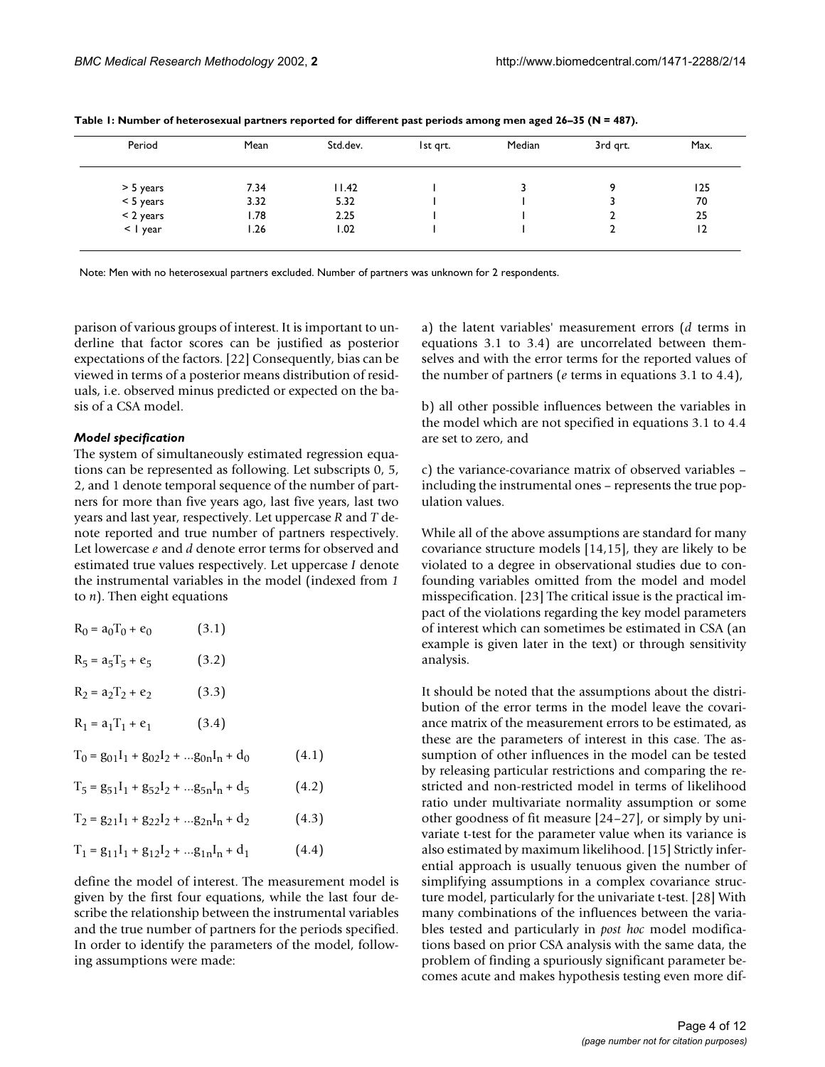**Table 1: Number of heterosexual partners reported for different past periods among men aged 26–35 (N = 487).**

| Period | Mean | Std.dev. | 1st qrt. | Median | 3rd qrt. | Max. |
|---|---|---|---|---|---|---|
| > 5 years | 7.34 | 11.42 | 1 | 3 | 9 | 125 |
| < 5 years | 3.32 | 5.32 | 1 | 1 | 3 | 70 |
| < 2 years | 1.78 | 2.25 | 1 | 1 | 2 | 25 |
| < 1 year | 1.26 | 1.02 | 1 | 1 | 2 | 12 |

Note: Men with no heterosexual partners excluded. Number of partners was unknown for 2 respondents.

parison of various groups of interest. It is important to underline that factor scores can be justified as posterior expectations of the factors. [22] Consequently, bias can be viewed in terms of a posterior means distribution of residuals, i.e. observed minus predicted or expected on the basis of a CSA model.

### *Model specification*

The system of simultaneously estimated regression equations can be represented as following. Let subscripts 0, 5, 2, and 1 denote temporal sequence of the number of partners for more than five years ago, last five years, last two years and last year, respectively. Let uppercase *R* and *T* denote reported and true number of partners respectively. Let lowercase *e* and *d* denote error terms for observed and estimated true values respectively. Let uppercase *I* denote the instrumental variables in the model (indexed from *1* to *n*). Then eight equations

$$R_0 = a_0T_0 + e_0 \qquad (3.1)$$

$$R_5 = a_5T_5 + e_5 \qquad (3.2)$$

$$R_2 = a_2T_2 + e_2 \qquad (3.3)$$

$$R_1 = a_1T_1 + e_1 \qquad (3.4)$$

$$T_0 = g_{01}I_1 + g_{02}I_2 + ...g_{0n}I_n + d_0 \qquad (4.1)$$

$$T_5 = g_{51}I_1 + g_{52}I_2 + ...g_{5n}I_n + d_5 \qquad (4.2)$$

$$T_2 = g_{21}I_1 + g_{22}I_2 + ...g_{2n}I_n + d_2 \qquad (4.3)$$

$$T_1 = g_{11}I_1 + g_{12}I_2 + ...g_{1n}I_n + d_1 \qquad (4.4)$$

define the model of interest. The measurement model is given by the first four equations, while the last four describe the relationship between the instrumental variables and the true number of partners for the periods specified. In order to identify the parameters of the model, following assumptions were made:

a) the latent variables' measurement errors (*d* terms in equations 3.1 to 3.4) are uncorrelated between themselves and with the error terms for the reported values of the number of partners (*e* terms in equations 3.1 to 4.4),

b) all other possible influences between the variables in the model which are not specified in equations 3.1 to 4.4 are set to zero, and

c) the variance-covariance matrix of observed variables – including the instrumental ones – represents the true population values.

While all of the above assumptions are standard for many covariance structure models [14,15], they are likely to be violated to a degree in observational studies due to confounding variables omitted from the model and model misspecification. [23] The critical issue is the practical impact of the violations regarding the key model parameters of interest which can sometimes be estimated in CSA (an example is given later in the text) or through sensitivity analysis.

It should be noted that the assumptions about the distribution of the error terms in the model leave the covariance matrix of the measurement errors to be estimated, as these are the parameters of interest in this case. The assumption of other influences in the model can be tested by releasing particular restrictions and comparing the restricted and non-restricted model in terms of likelihood ratio under multivariate normality assumption or some other goodness of fit measure [24–27], or simply by univariate t-test for the parameter value when its variance is also estimated by maximum likelihood. [15] Strictly inferential approach is usually tenuous given the number of simplifying assumptions in a complex covariance structure model, particularly for the univariate t-test. [28] With many combinations of the influences between the variables tested and particularly in *post hoc* model modifications based on prior CSA analysis with the same data, the problem of finding a spuriously significant parameter becomes acute and makes hypothesis testing even more dif-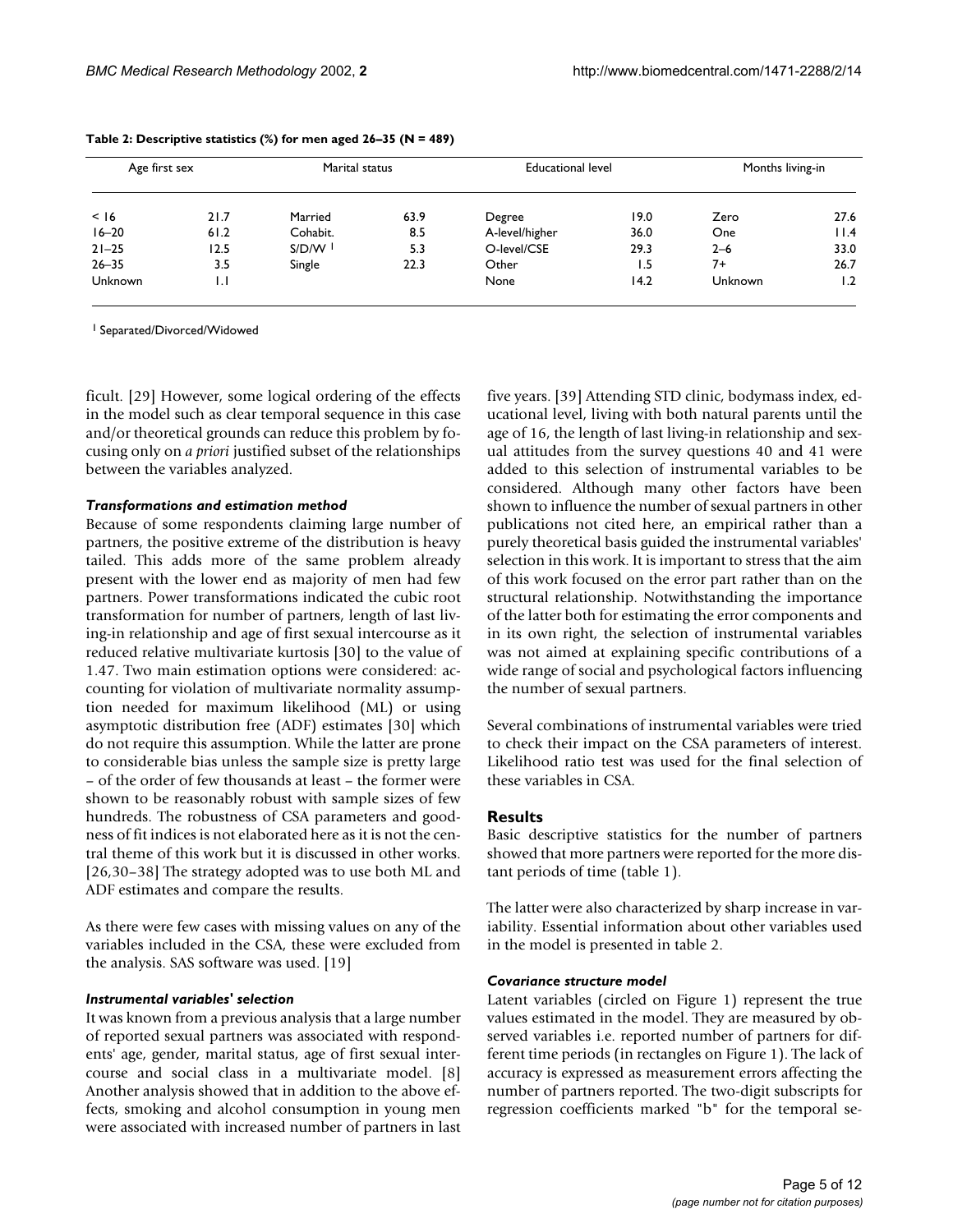**Table 2: Descriptive statistics (%) for men aged 26–35 (N = 489)**

| Age first sex | | Marital status | | Educational level | | Months living-in | |
|---|---|---|---|---|---|---|---|
| < 16 | 21.7 | Married | 63.9 | Degree | 19.0 | Zero | 27.6 |
| 16–20 | 61.2 | Cohabit. | 8.5 | A-level/higher | 36.0 | One | 11.4 |
| 21–25 | 12.5 | S/D/W [1] | 5.3 | O-level/CSE | 29.3 | 2–6 | 33.0 |
| 26–35 | 3.5 | Single | 22.3 | Other | 1.5 | 7+ | 26.7 |
| Unknown | 1.1 | | | None | 14.2 | Unknown | 1.2 |

[1] Separated/Divorced/Widowed

ficult. [29] However, some logical ordering of the effects in the model such as clear temporal sequence in this case and/or theoretical grounds can reduce this problem by focusing only on *a priori* justified subset of the relationships between the variables analyzed.

### *Transformations and estimation method*

Because of some respondents claiming large number of partners, the positive extreme of the distribution is heavy tailed. This adds more of the same problem already present with the lower end as majority of men had few partners. Power transformations indicated the cubic root transformation for number of partners, length of last living-in relationship and age of first sexual intercourse as it reduced relative multivariate kurtosis [30] to the value of 1.47. Two main estimation options were considered: accounting for violation of multivariate normality assumption needed for maximum likelihood (ML) or using asymptotic distribution free (ADF) estimates [30] which do not require this assumption. While the latter are prone to considerable bias unless the sample size is pretty large – of the order of few thousands at least – the former were shown to be reasonably robust with sample sizes of few hundreds. The robustness of CSA parameters and goodness of fit indices is not elaborated here as it is not the central theme of this work but it is discussed in other works. [26,30–38] The strategy adopted was to use both ML and ADF estimates and compare the results.

As there were few cases with missing values on any of the variables included in the CSA, these were excluded from the analysis. SAS software was used. [19]

### *Instrumental variables' selection*

It was known from a previous analysis that a large number of reported sexual partners was associated with respondents' age, gender, marital status, age of first sexual intercourse and social class in a multivariate model. [8] Another analysis showed that in addition to the above effects, smoking and alcohol consumption in young men were associated with increased number of partners in last five years. [39] Attending STD clinic, bodymass index, educational level, living with both natural parents until the age of 16, the length of last living-in relationship and sexual attitudes from the survey questions 40 and 41 were added to this selection of instrumental variables to be considered. Although many other factors have been shown to influence the number of sexual partners in other publications not cited here, an empirical rather than a purely theoretical basis guided the instrumental variables' selection in this work. It is important to stress that the aim of this work focused on the error part rather than on the structural relationship. Notwithstanding the importance of the latter both for estimating the error components and in its own right, the selection of instrumental variables was not aimed at explaining specific contributions of a wide range of social and psychological factors influencing the number of sexual partners.

Several combinations of instrumental variables were tried to check their impact on the CSA parameters of interest. Likelihood ratio test was used for the final selection of these variables in CSA.

## Results

Basic descriptive statistics for the number of partners showed that more partners were reported for the more distant periods of time (table 1).

The latter were also characterized by sharp increase in variability. Essential information about other variables used in the model is presented in table 2.

### *Covariance structure model*

Latent variables (circled on Figure 1) represent the true values estimated in the model. They are measured by observed variables i.e. reported number of partners for different time periods (in rectangles on Figure 1). The lack of accuracy is expressed as measurement errors affecting the number of partners reported. The two-digit subscripts for regression coefficients marked "b" for the temporal se-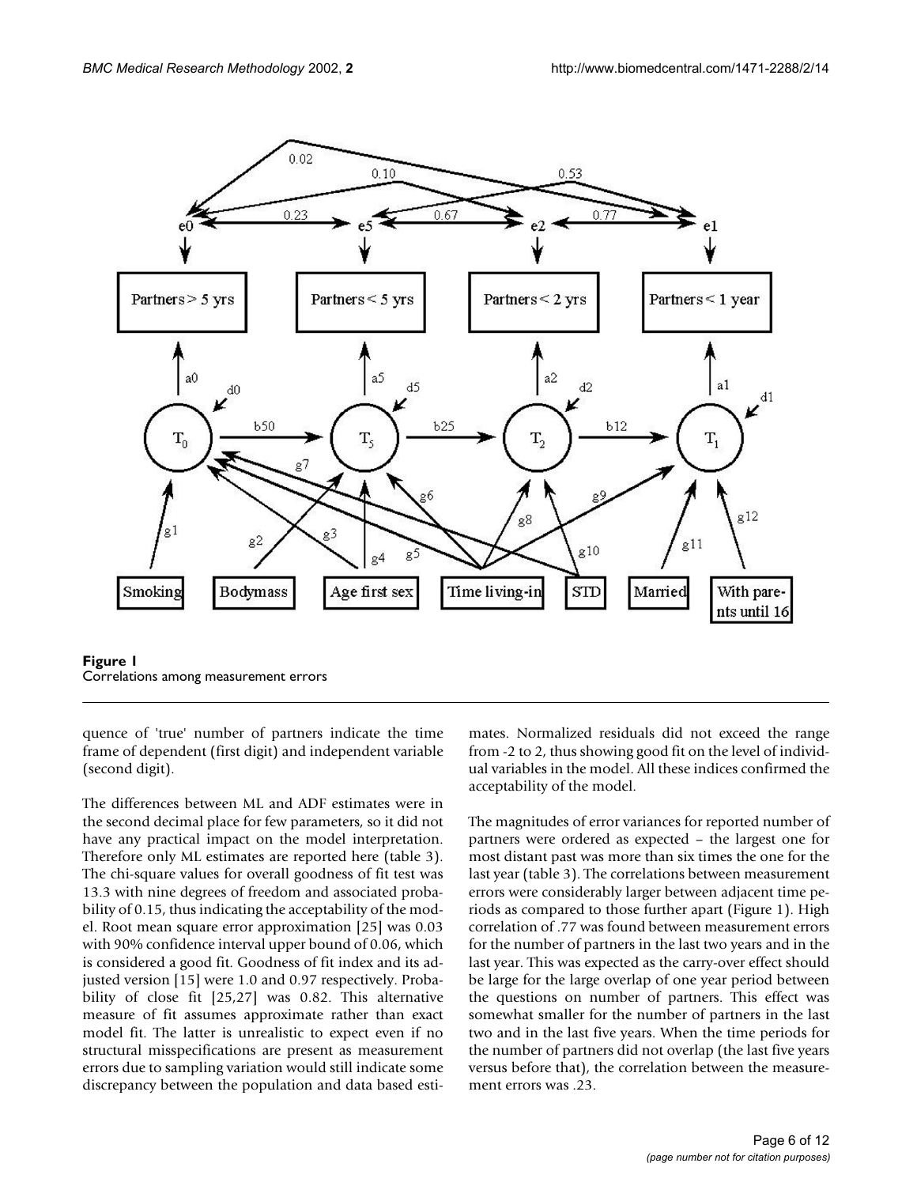**Figure 1**
Correlations among measurement errors

quence of 'true' number of partners indicate the time frame of dependent (first digit) and independent variable (second digit).

The differences between ML and ADF estimates were in the second decimal place for few parameters, so it did not have any practical impact on the model interpretation. Therefore only ML estimates are reported here (table 3). The chi-square values for overall goodness of fit test was 13.3 with nine degrees of freedom and associated probability of 0.15, thus indicating the acceptability of the model. Root mean square error approximation [25] was 0.03 with 90% confidence interval upper bound of 0.06, which is considered a good fit. Goodness of fit index and its adjusted version [15] were 1.0 and 0.97 respectively. Probability of close fit [25,27] was 0.82. This alternative measure of fit assumes approximate rather than exact model fit. The latter is unrealistic to expect even if no structural misspecifications are present as measurement errors due to sampling variation would still indicate some discrepancy between the population and data based estimates. Normalized residuals did not exceed the range from -2 to 2, thus showing good fit on the level of individual variables in the model. All these indices confirmed the acceptability of the model.

The magnitudes of error variances for reported number of partners were ordered as expected – the largest one for most distant past was more than six times the one for the last year (table 3). The correlations between measurement errors were considerably larger between adjacent time periods as compared to those further apart (Figure 1). High correlation of .77 was found between measurement errors for the number of partners in the last two years and in the last year. This was expected as the carry-over effect should be large for the large overlap of one year period between the questions on number of partners. This effect was somewhat smaller for the number of partners in the last two and in the last five years. When the time periods for the number of partners did not overlap (the last five years versus before that), the correlation between the measurement errors was .23.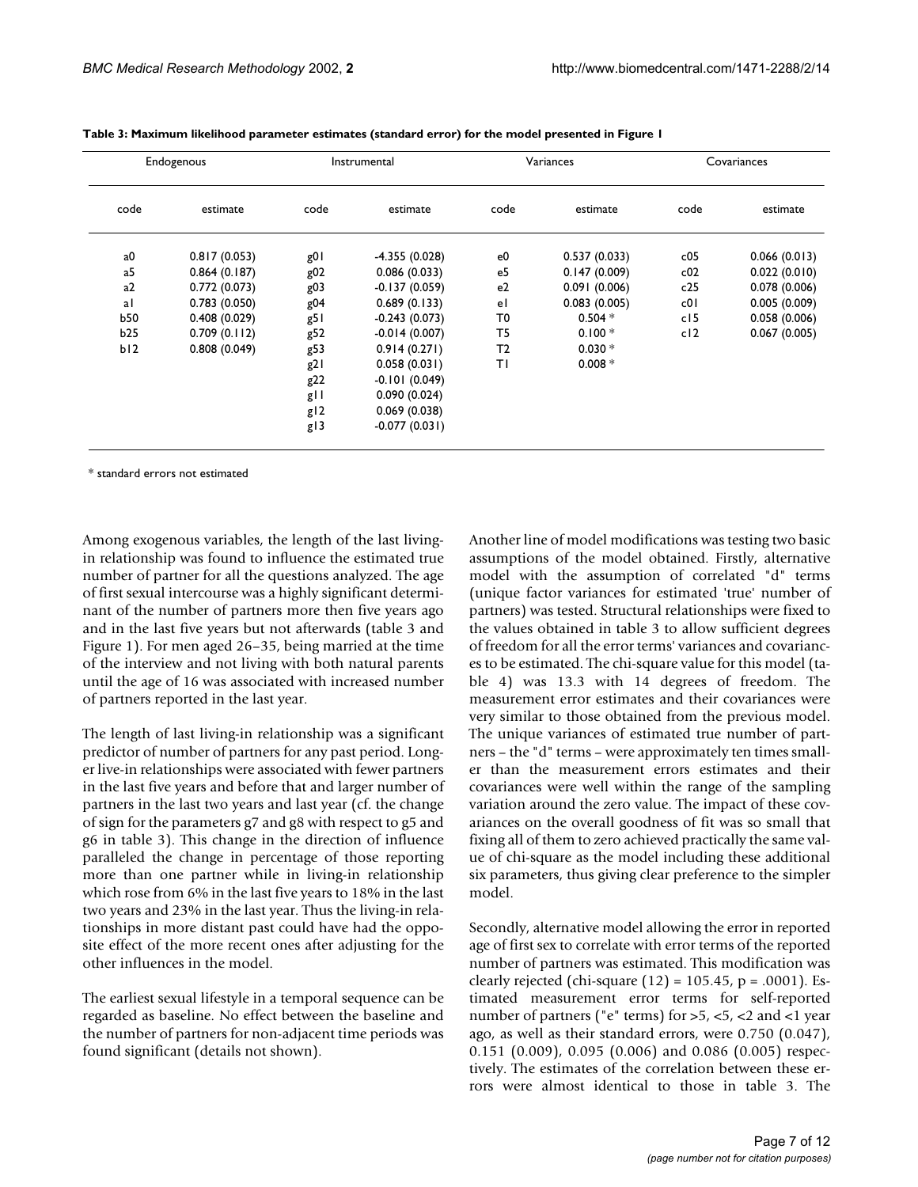**Table 3: Maximum likelihood parameter estimates (standard error) for the model presented in Figure 1**

| Endogenous | | Instrumental | | Variances | | Covariances | |
|---|---|---|---|---|---|---|---|
| code | estimate | code | estimate | code | estimate | code | estimate |
| a0 | 0.817 (0.053) | g01 | -4.355 (0.028) | e0 | 0.537 (0.033) | c05 | 0.066 (0.013) |
| a5 | 0.864 (0.187) | g02 | 0.086 (0.033) | e5 | 0.147 (0.009) | c02 | 0.022 (0.010) |
| a2 | 0.772 (0.073) | g03 | -0.137 (0.059) | e2 | 0.091 (0.006) | c25 | 0.078 (0.006) |
| a1 | 0.783 (0.050) | g04 | 0.689 (0.133) | e1 | 0.083 (0.005) | c01 | 0.005 (0.009) |
| b50 | 0.408 (0.029) | g51 | -0.243 (0.073) | T0 | 0.504 * | c15 | 0.058 (0.006) |
| b25 | 0.709 (0.112) | g52 | -0.014 (0.007) | T5 | 0.100 * | c12 | 0.067 (0.005) |
| b12 | 0.808 (0.049) | g53 | 0.914 (0.271) | T2 | 0.030 * | | |
| | | g21 | 0.058 (0.031) | T1 | 0.008 * | | |
| | | g22 | -0.101 (0.049) | | | | |
| | | g11 | 0.090 (0.024) | | | | |
| | | g12 | 0.069 (0.038) | | | | |
| | | g13 | -0.077 (0.031) | | | | |

\* standard errors not estimated

Among exogenous variables, the length of the last living-in relationship was found to influence the estimated true number of partner for all the questions analyzed. The age of first sexual intercourse was a highly significant determinant of the number of partners more then five years ago and in the last five years but not afterwards (table 3 and Figure 1). For men aged 26–35, being married at the time of the interview and not living with both natural parents until the age of 16 was associated with increased number of partners reported in the last year.

The length of last living-in relationship was a significant predictor of number of partners for any past period. Longer live-in relationships were associated with fewer partners in the last five years and before that and larger number of partners in the last two years and last year (cf. the change of sign for the parameters g7 and g8 with respect to g5 and g6 in table 3). This change in the direction of influence paralleled the change in percentage of those reporting more than one partner while in living-in relationship which rose from 6% in the last five years to 18% in the last two years and 23% in the last year. Thus the living-in relationships in more distant past could have had the opposite effect of the more recent ones after adjusting for the other influences in the model.

The earliest sexual lifestyle in a temporal sequence can be regarded as baseline. No effect between the baseline and the number of partners for non-adjacent time periods was found significant (details not shown).

Another line of model modifications was testing two basic assumptions of the model obtained. Firstly, alternative model with the assumption of correlated "d" terms (unique factor variances for estimated 'true' number of partners) was tested. Structural relationships were fixed to the values obtained in table 3 to allow sufficient degrees of freedom for all the error terms' variances and covariances to be estimated. The chi-square value for this model (table 4) was 13.3 with 14 degrees of freedom. The measurement error estimates and their covariances were very similar to those obtained from the previous model. The unique variances of estimated true number of partners – the "d" terms – were approximately ten times smaller than the measurement errors estimates and their covariances were well within the range of the sampling variation around the zero value. The impact of these covariances on the overall goodness of fit was so small that fixing all of them to zero achieved practically the same value of chi-square as the model including these additional six parameters, thus giving clear preference to the simpler model.

Secondly, alternative model allowing the error in reported age of first sex to correlate with error terms of the reported number of partners was estimated. This modification was clearly rejected (chi-square $(12) = 105.45$, $p = .0001$). Estimated measurement error terms for self-reported number of partners ("e" terms) for >5, <5, <2 and <1 year ago, as well as their standard errors, were 0.750 (0.047), 0.151 (0.009), 0.095 (0.006) and 0.086 (0.005) respectively. The estimates of the correlation between these errors were almost identical to those in table 3. The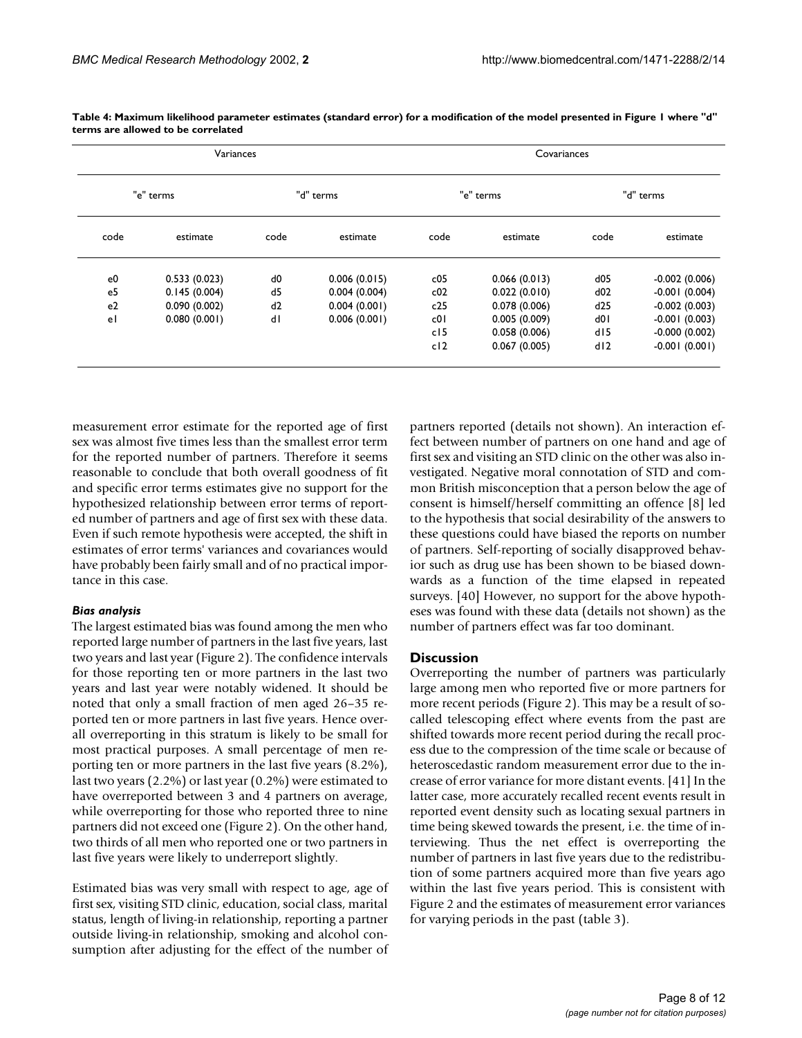**Table 4: Maximum likelihood parameter estimates (standard error) for a modification of the model presented in Figure 1 where "d" terms are allowed to be correlated**

| Variances | | | | Covariances | | | |
|---|---|---|---|---|---|---|---|
| "e" terms | | "d" terms | | "e" terms | | "d" terms | |
| code | estimate | code | estimate | code | estimate | code | estimate |
| e0 | 0.533 (0.023) | d0 | 0.006 (0.015) | c05 | 0.066 (0.013) | d05 | -0.002 (0.006) |
| e5 | 0.145 (0.004) | d5 | 0.004 (0.004) | c02 | 0.022 (0.010) | d02 | -0.001 (0.004) |
| e2 | 0.090 (0.002) | d2 | 0.004 (0.001) | c25 | 0.078 (0.006) | d25 | -0.002 (0.003) |
| e1 | 0.080 (0.001) | d1 | 0.006 (0.001) | c01 | 0.005 (0.009) | d01 | -0.001 (0.003) |
| | | | | c15 | 0.058 (0.006) | d15 | -0.000 (0.002) |
| | | | | c12 | 0.067 (0.005) | d12 | -0.001 (0.001) |

measurement error estimate for the reported age of first sex was almost five times less than the smallest error term for the reported number of partners. Therefore it seems reasonable to conclude that both overall goodness of fit and specific error terms estimates give no support for the hypothesized relationship between error terms of reported number of partners and age of first sex with these data. Even if such remote hypothesis were accepted, the shift in estimates of error terms' variances and covariances would have probably been fairly small and of no practical importance in this case.

### *Bias analysis*

The largest estimated bias was found among the men who reported large number of partners in the last five years, last two years and last year (Figure 2). The confidence intervals for those reporting ten or more partners in the last two years and last year were notably widened. It should be noted that only a small fraction of men aged 26–35 reported ten or more partners in last five years. Hence overall overreporting in this stratum is likely to be small for most practical purposes. A small percentage of men reporting ten or more partners in the last five years (8.2%), last two years (2.2%) or last year (0.2%) were estimated to have overreported between 3 and 4 partners on average, while overreporting for those who reported three to nine partners did not exceed one (Figure 2). On the other hand, two thirds of all men who reported one or two partners in last five years were likely to underreport slightly.

Estimated bias was very small with respect to age, age of first sex, visiting STD clinic, education, social class, marital status, length of living-in relationship, reporting a partner outside living-in relationship, smoking and alcohol consumption after adjusting for the effect of the number of partners reported (details not shown). An interaction effect between number of partners on one hand and age of first sex and visiting an STD clinic on the other was also investigated. Negative moral connotation of STD and common British misconception that a person below the age of consent is himself/herself committing an offence [8] led to the hypothesis that social desirability of the answers to these questions could have biased the reports on number of partners. Self-reporting of socially disapproved behavior such as drug use has been shown to be biased downwards as a function of the time elapsed in repeated surveys. [40] However, no support for the above hypotheses was found with these data (details not shown) as the number of partners effect was far too dominant.

## Discussion

Overreporting the number of partners was particularly large among men who reported five or more partners for more recent periods (Figure 2). This may be a result of so-called telescoping effect where events from the past are shifted towards more recent period during the recall process due to the compression of the time scale or because of heteroscedastic random measurement error due to the increase of error variance for more distant events. [41] In the latter case, more accurately recalled recent events result in reported event density such as locating sexual partners in time being skewed towards the present, i.e. the time of interviewing. Thus the net effect is overreporting the number of partners in last five years due to the redistribution of some partners acquired more than five years ago within the last five years period. This is consistent with Figure 2 and the estimates of measurement error variances for varying periods in the past (table 3).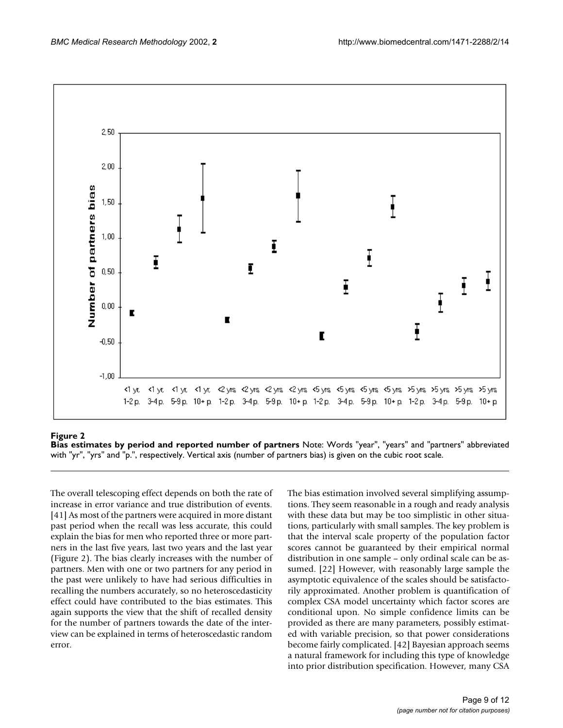**Figure 2**

**Bias estimates by period and reported number of partners** Note: Words "year", "years" and "partners" abbreviated with "yr", "yrs" and "p.", respectively. Vertical axis (number of partners bias) is given on the cubic root scale.

The overall telescoping effect depends on both the rate of increase in error variance and true distribution of events. [41] As most of the partners were acquired in more distant past period when the recall was less accurate, this could explain the bias for men who reported three or more partners in the last five years, last two years and the last year (Figure 2). The bias clearly increases with the number of partners. Men with one or two partners for any period in the past were unlikely to have had serious difficulties in recalling the numbers accurately, so no heteroscedasticity effect could have contributed to the bias estimates. This again supports the view that the shift of recalled density for the number of partners towards the date of the interview can be explained in terms of heteroscedastic random error.

The bias estimation involved several simplifying assumptions. They seem reasonable in a rough and ready analysis with these data but may be too simplistic in other situations, particularly with small samples. The key problem is that the interval scale property of the population factor scores cannot be guaranteed by their empirical normal distribution in one sample – only ordinal scale can be assumed. [22] However, with reasonably large sample the asymptotic equivalence of the scales should be satisfactorily approximated. Another problem is quantification of complex CSA model uncertainty which factor scores are conditional upon. No simple confidence limits can be provided as there are many parameters, possibly estimated with variable precision, so that power considerations become fairly complicated. [42] Bayesian approach seems a natural framework for including this type of knowledge into prior distribution specification. However, many CSA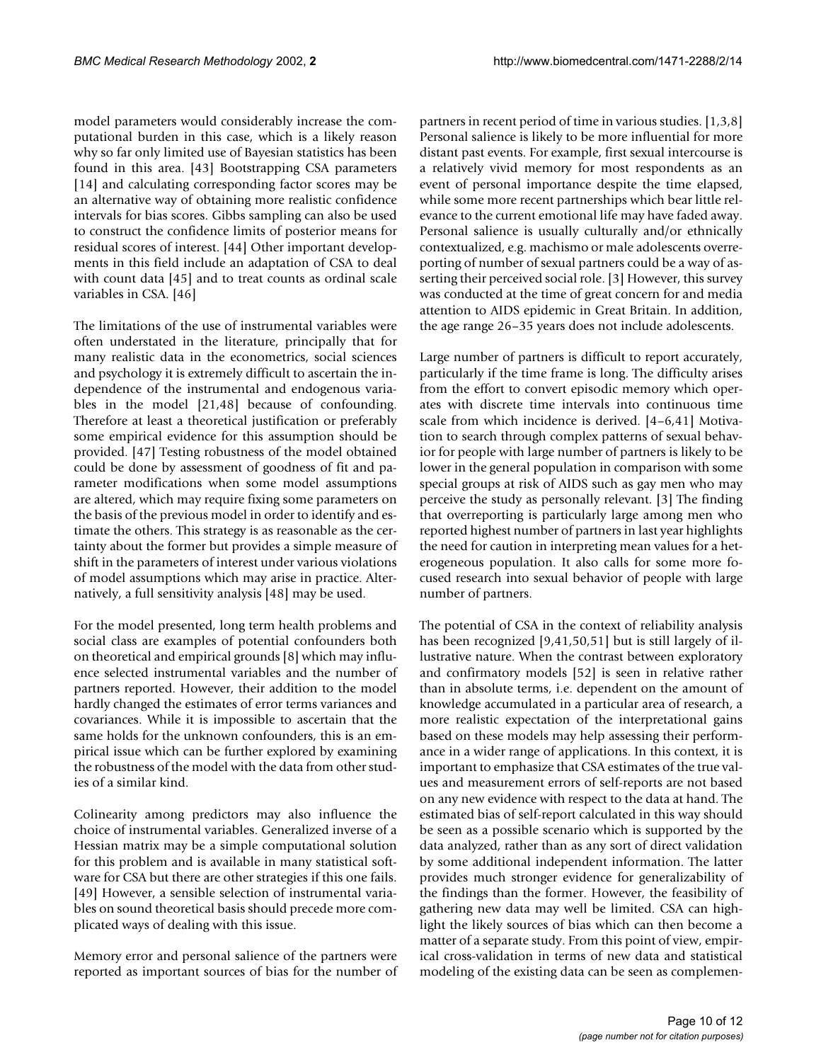model parameters would considerably increase the computational burden in this case, which is a likely reason why so far only limited use of Bayesian statistics has been found in this area. [43] Bootstrapping CSA parameters [14] and calculating corresponding factor scores may be an alternative way of obtaining more realistic confidence intervals for bias scores. Gibbs sampling can also be used to construct the confidence limits of posterior means for residual scores of interest. [44] Other important developments in this field include an adaptation of CSA to deal with count data [45] and to treat counts as ordinal scale variables in CSA. [46]

The limitations of the use of instrumental variables were often understated in the literature, principally that for many realistic data in the econometrics, social sciences and psychology it is extremely difficult to ascertain the independence of the instrumental and endogenous variables in the model [21,48] because of confounding. Therefore at least a theoretical justification or preferably some empirical evidence for this assumption should be provided. [47] Testing robustness of the model obtained could be done by assessment of goodness of fit and parameter modifications when some model assumptions are altered, which may require fixing some parameters on the basis of the previous model in order to identify and estimate the others. This strategy is as reasonable as the certainty about the former but provides a simple measure of shift in the parameters of interest under various violations of model assumptions which may arise in practice. Alternatively, a full sensitivity analysis [48] may be used.

For the model presented, long term health problems and social class are examples of potential confounders both on theoretical and empirical grounds [8] which may influence selected instrumental variables and the number of partners reported. However, their addition to the model hardly changed the estimates of error terms variances and covariances. While it is impossible to ascertain that the same holds for the unknown confounders, this is an empirical issue which can be further explored by examining the robustness of the model with the data from other studies of a similar kind.

Colinearity among predictors may also influence the choice of instrumental variables. Generalized inverse of a Hessian matrix may be a simple computational solution for this problem and is available in many statistical software for CSA but there are other strategies if this one fails. [49] However, a sensible selection of instrumental variables on sound theoretical basis should precede more complicated ways of dealing with this issue.

Memory error and personal salience of the partners were reported as important sources of bias for the number of partners in recent period of time in various studies. [1,3,8] Personal salience is likely to be more influential for more distant past events. For example, first sexual intercourse is a relatively vivid memory for most respondents as an event of personal importance despite the time elapsed, while some more recent partnerships which bear little relevance to the current emotional life may have faded away. Personal salience is usually culturally and/or ethnically contextualized, e.g. machismo or male adolescents overreporting of number of sexual partners could be a way of asserting their perceived social role. [3] However, this survey was conducted at the time of great concern for and media attention to AIDS epidemic in Great Britain. In addition, the age range 26–35 years does not include adolescents.

Large number of partners is difficult to report accurately, particularly if the time frame is long. The difficulty arises from the effort to convert episodic memory which operates with discrete time intervals into continuous time scale from which incidence is derived. [4–6,41] Motivation to search through complex patterns of sexual behavior for people with large number of partners is likely to be lower in the general population in comparison with some special groups at risk of AIDS such as gay men who may perceive the study as personally relevant. [3] The finding that overreporting is particularly large among men who reported highest number of partners in last year highlights the need for caution in interpreting mean values for a heterogeneous population. It also calls for some more focused research into sexual behavior of people with large number of partners.

The potential of CSA in the context of reliability analysis has been recognized [9,41,50,51] but is still largely of illustrative nature. When the contrast between exploratory and confirmatory models [52] is seen in relative rather than in absolute terms, i.e. dependent on the amount of knowledge accumulated in a particular area of research, a more realistic expectation of the interpretational gains based on these models may help assessing their performance in a wider range of applications. In this context, it is important to emphasize that CSA estimates of the true values and measurement errors of self-reports are not based on any new evidence with respect to the data at hand. The estimated bias of self-report calculated in this way should be seen as a possible scenario which is supported by the data analyzed, rather than as any sort of direct validation by some additional independent information. The latter provides much stronger evidence for generalizability of the findings than the former. However, the feasibility of gathering new data may well be limited. CSA can highlight the likely sources of bias which can then become a matter of a separate study. From this point of view, empirical cross-validation in terms of new data and statistical modeling of the existing data can be seen as complemen-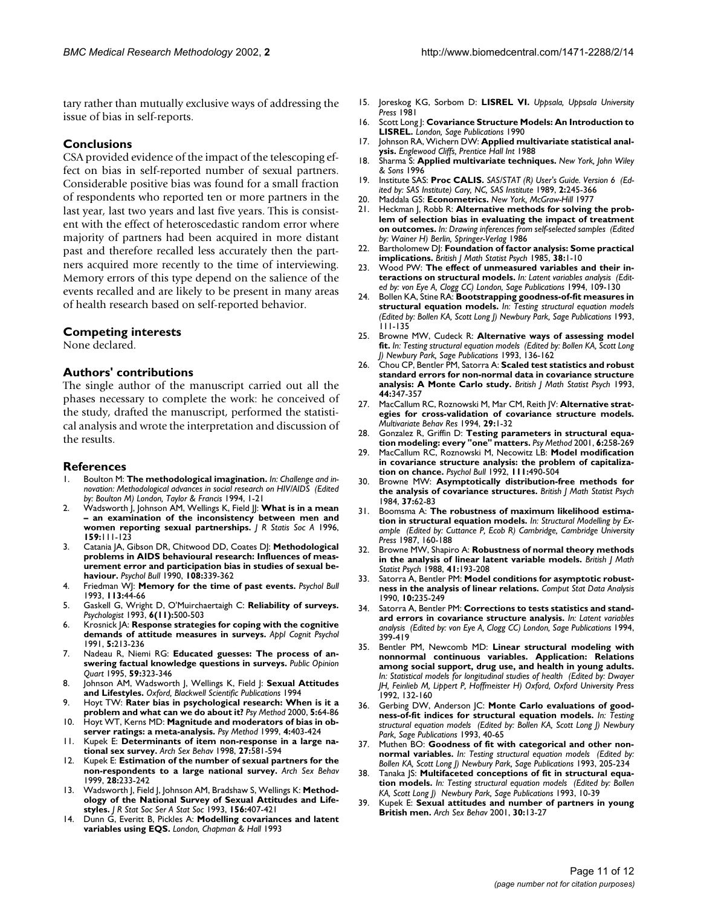tary rather than mutually exclusive ways of addressing the issue of bias in self-reports.

## Conclusions

CSA provided evidence of the impact of the telescoping effect on bias in self-reported number of sexual partners. Considerable positive bias was found for a small fraction of respondents who reported ten or more partners in the last year, last two years and last five years. This is consistent with the effect of heteroscedastic random error where majority of partners had been acquired in more distant past and therefore recalled less accurately then the partners acquired more recently to the time of interviewing. Memory errors of this type depend on the salience of the events recalled and are likely to be present in many areas of health research based on self-reported behavior.

## Competing interests

None declared.

## Authors' contributions

The single author of the manuscript carried out all the phases necessary to complete the work: he conceived of the study, drafted the manuscript, performed the statistical analysis and wrote the interpretation and discussion of the results.

## References

1. Boulton M: **The methodological imagination.** *In: Challenge and innovation: Methodological advances in social research on HIV/AIDS (Edited by: Boulton M) London, Taylor & Francis* 1994, 1-21
2. Wadsworth J, Johnson AM, Wellings K, Field JJ: **What is in a mean – an examination of the inconsistency between men and women reporting sexual partnerships.** *J R Statis Soc A* 1996, **159:**111-123
3. Catania JA, Gibson DR, Chitwood DD, Coates DJ: **Methodological problems in AIDS behavioural research: Influences of measurement error and participation bias in studies of sexual behaviour.** *Psychol Bull* 1990, **108:**339-362
4. Friedman WJ: **Memory for the time of past events.** *Psychol Bull* 1993, **113:**44-66
5. Gaskell G, Wright D, O'Muirchaertaigh C: **Reliability of surveys.** *Psychologist* 1993, **6(11):**500-503
6. Krosnick JA: **Response strategies for coping with the cognitive demands of attitude measures in surveys.** *Appl Cognit Psychol* 1991, **5:**213-236
7. Nadeau R, Niemi RG: **Educated guesses: The process of answering factual knowledge questions in surveys.** *Public Opinion Quart* 1995, **59:**323-346
8. Johnson AM, Wadsworth J, Wellings K, Field J: **Sexual Attitudes and Lifestyles.** *Oxford, Blackwell Scientific Publications* 1994
9. Hoyt TW: **Rater bias in psychological research: When is it a problem and what can we do about it?** *Psy Method* 2000, **5:**64-86
10. Hoyt WT, Kerns MD: **Magnitude and moderators of bias in observer ratings: a meta-analysis.** *Psy Method* 1999, **4:**403-424
11. Kupek E: **Determinants of item non-response in a large national sex survey.** *Arch Sex Behav* 1998, **27:**581-594
12. Kupek E: **Estimation of the number of sexual partners for the non-respondents to a large national survey.** *Arch Sex Behav* 1999, **28:**233-242
13. Wadsworth J, Field J, Johnson AM, Bradshaw S, Wellings K: **Methodology of the National Survey of Sexual Attitudes and Lifestyles.** *J R Stat Soc Ser A Stat Soc* 1993, **156:**407-421
14. Dunn G, Everitt B, Pickles A: **Modelling covariances and latent variables using EQS.** *London, Chapman & Hall* 1993
15. Joreskog KG, Sorbom D: **LISREL VI.** *Uppsala, Uppsala University Press* 1981
16. Scott Long J: **Covariance Structure Models: An Introduction to LISREL.** *London, Sage Publications* 1990
17. Johnson RA, Wichern DW: **Applied multivariate statistical analysis.** *Englewood Cliffs, Prentice Hall Int* 1988
18. Sharma S: **Applied multivariate techniques.** *New York, John Wiley & Sons* 1996
19. Institute SAS: **Proc CALIS.** *SAS/STAT (R) User's Guide. Version 6 (Edited by: SAS Institute) Cary, NC, SAS Institute* 1989, **2:**245-366
20. Maddala GS: **Econometrics.** *New York, McGraw-Hill* 1977
21. Heckman J, Robb R: **Alternative methods for solving the problem of selection bias in evaluating the impact of treatment on outcomes.** *In: Drawing inferences from self-selected samples (Edited by: Wainer H) Berlin, Springer-Verlag* 1986
22. Bartholomew DJ: **Foundation of factor analysis: Some practical implications.** *British J Math Statist Psych* 1985, **38:**1-10
23. Wood PW: **The effect of unmeasured variables and their interactions on structural models.** *In: Latent variables analysis (Edited by: von Eye A, Clogg CC) London, Sage Publications* 1994, 109-130
24. Bollen KA, Stine RA: **Bootstrapping goodness-of-fit measures in structural equation models.** *In: Testing structural equation models (Edited by: Bollen KA, Scott Long J) Newbury Park, Sage Publications* 1993, 111-135
25. Browne MW, Cudeck R: **Alternative ways of assessing model fit.** *In: Testing structural equation models (Edited by: Bollen KA, Scott Long J) Newbury Park, Sage Publications* 1993, 136-162
26. Chou CP, Bentler PM, Satorra A: **Scaled test statistics and robust standard errors for non-normal data in covariance structure analysis: A Monte Carlo study.** *British J Math Statist Psych* 1993, **44:**347-357
27. MacCallum RC, Roznowski M, Mar CM, Reith JV: **Alternative strategies for cross-validation of covariance structure models.** *Multivariate Behav Res* 1994, **29:**1-32
28. Gonzalez R, Griffin D: **Testing parameters in structural equation modeling: every "one" matters.** *Psy Method* 2001, **6:**258-269
29. MacCallum RC, Roznowski M, Necowitz LB: **Model modification in covariance structure analysis: the problem of capitalization on chance.** *Psychol Bull* 1992, **111:**490-504
30. Browne MW: **Asymptotically distribution-free methods for the analysis of covariance structures.** *British J Math Statist Psych* 1984, **37:**62-83
31. Boomsma A: **The robustness of maximum likelihood estimation in structural equation models.** *In: Structural Modelling by Example (Edited by: Cuttance P, Ecob R) Cambridge, Cambridge University Press* 1987, 160-188
32. Browne MW, Shapiro A: **Robustness of normal theory methods in the analysis of linear latent variable models.** *British J Math Statist Psych* 1988, **41:**193-208
33. Satorra A, Bentler PM: **Model conditions for asymptotic robustness in the analysis of linear relations.** *Comput Stat Data Analysis* 1990, **10:**235-249
34. Satorra A, Bentler PM: **Corrections to tests statistics and standard errors in covariance structure analysis.** *In: Latent variables analysis (Edited by: von Eye A, Clogg CC) London, Sage Publications* 1994, 399-419
35. Bentler PM, Newcomb MD: **Linear structural modeling with nonnormal continuous variables. Application: Relations among social support, drug use, and health in young adults.** *In: Statistical models for longitudinal studies of health (Edited by: Dwayer JH, Feinlieb M, Lippert P, Hoffmeister H) Oxford, Oxford University Press* 1992, 132-160
36. Gerbing DW, Anderson JC: **Monte Carlo evaluations of goodness-of-fit indices for structural equation models.** *In: Testing structural equation models (Edited by: Bollen KA, Scott Long J) Newbury Park, Sage Publications* 1993, 40-65
37. Muthen BO: **Goodness of fit with categorical and other nonnormal variables.** *In: Testing structural equation models (Edited by: Bollen KA, Scott Long J) Newbury Park, Sage Publications* 1993, 205-234
38. Tanaka JS: **Multifaceted conceptions of fit in structural equation models.** *In: Testing structural equation models (Edited by: Bollen KA, Scott Long J) Newbury Park, Sage Publications* 1993, 10-39
39. Kupek E: **Sexual attitudes and number of partners in young British men.** *Arch Sex Behav* 2001, **30:**13-27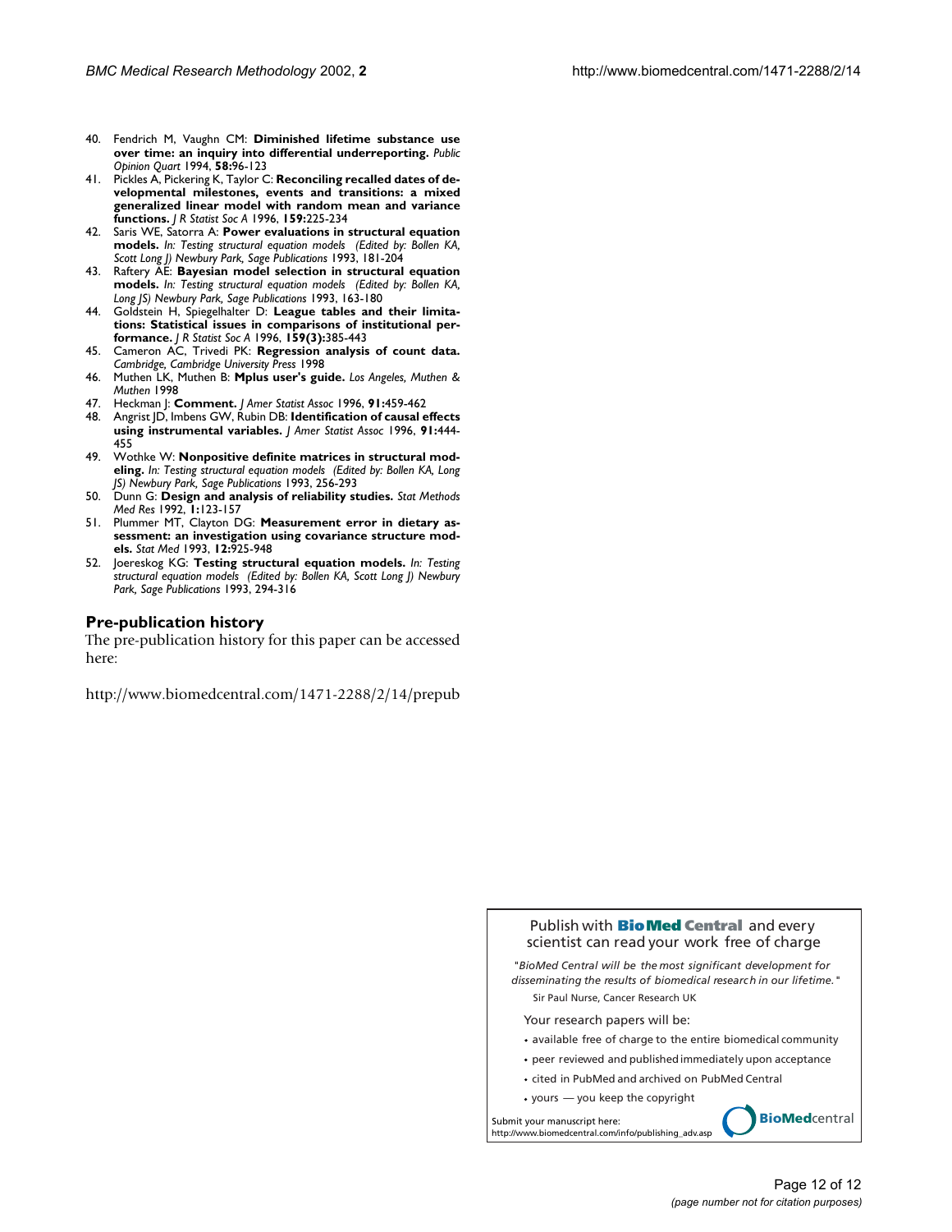40. Fendrich M, Vaughn CM: **Diminished lifetime substance use over time: an inquiry into differential underreporting.** *Public Opinion Quart* 1994, **58:**96-123
41. Pickles A, Pickering K, Taylor C: **Reconciling recalled dates of developmental milestones, events and transitions: a mixed generalized linear model with random mean and variance functions.** *J R Statist Soc A* 1996, **159:**225-234
42. Saris WE, Satorra A: **Power evaluations in structural equation models.** *In: Testing structural equation models (Edited by: Bollen KA, Scott Long J) Newbury Park, Sage Publications* 1993, 181-204
43. Raftery AE: **Bayesian model selection in structural equation models.** *In: Testing structural equation models (Edited by: Bollen KA, Long JS) Newbury Park, Sage Publications* 1993, 163-180
44. Goldstein H, Spiegelhalter D: **League tables and their limitations: Statistical issues in comparisons of institutional performance.** *J R Statist Soc A* 1996, **159(3):**385-443
45. Cameron AC, Trivedi PK: **Regression analysis of count data.** *Cambridge, Cambridge University Press* 1998
46. Muthen LK, Muthen B: **Mplus user's guide.** *Los Angeles, Muthen & Muthen* 1998
47. Heckman J: **Comment.** *J Amer Statist Assoc* 1996, **91:**459-462
48. Angrist JD, Imbens GW, Rubin DB: **Identification of causal effects using instrumental variables.** *J Amer Statist Assoc* 1996, **91:**444-455
49. Wothke W: **Nonpositive definite matrices in structural modeling.** *In: Testing structural equation models (Edited by: Bollen KA, Long JS) Newbury Park, Sage Publications* 1993, 256-293
50. Dunn G: **Design and analysis of reliability studies.** *Stat Methods Med Res* 1992, **1:**123-157
51. Plummer MT, Clayton DG: **Measurement error in dietary assessment: an investigation using covariance structure models.** *Stat Med* 1993, **12:**925-948
52. Joereskog KG: **Testing structural equation models.** *In: Testing structural equation models (Edited by: Bollen KA, Scott Long J) Newbury Park, Sage Publications* 1993, 294-316

## Pre-publication history

The pre-publication history for this paper can be accessed here:

http://www.biomedcentral.com/1471-2288/2/14/prepub

Publish with **BioMed Central** and every scientist can read your work free of charge

*"BioMed Central will be the most significant development for disseminating the results of biomedical research in our lifetime."*

Sir Paul Nurse, Cancer Research UK

Your research papers will be:

- available free of charge to the entire biomedical community
- peer reviewed and published immediately upon acceptance
- cited in PubMed and archived on PubMed Central
- yours — you keep the copyright

Submit your manuscript here:
http://www.biomedcentral.com/info/publishing_adv.asp

**BioMed**central